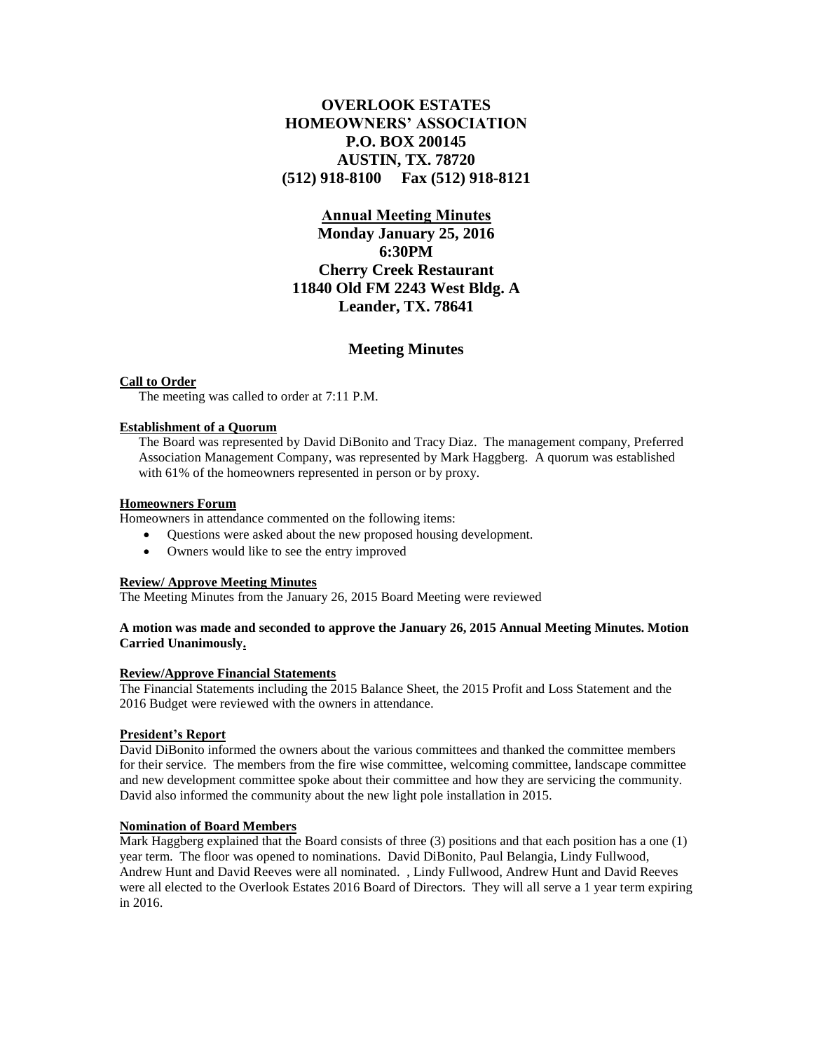# OVERLOOK ESTATES HOMEOWNERS' ASSOCIATION

**P.O. BOX 200145**
**AUSTIN, TX. 78720**
**(512) 918-8100     Fax (512) 918-8121**

## Annual Meeting Minutes

**Monday January 25, 2016**
**6:30PM**
**Cherry Creek Restaurant**
**11840 Old FM 2243 West Bldg. A**
**Leander, TX. 78641**

## Meeting Minutes

### Call to Order

The meeting was called to order at 7:11 P.M.

### Establishment of a Quorum

The Board was represented by David DiBonito and Tracy Diaz. The management company, Preferred Association Management Company, was represented by Mark Haggberg. A quorum was established with 61% of the homeowners represented in person or by proxy.

### Homeowners Forum

Homeowners in attendance commented on the following items:

- Questions were asked about the new proposed housing development.
- Owners would like to see the entry improved

### Review/ Approve Meeting Minutes

The Meeting Minutes from the January 26, 2015 Board Meeting were reviewed

**A motion was made and seconded to approve the January 26, 2015 Annual Meeting Minutes. Motion Carried Unanimously.**

### Review/Approve Financial Statements

The Financial Statements including the 2015 Balance Sheet, the 2015 Profit and Loss Statement and the 2016 Budget were reviewed with the owners in attendance.

### President's Report

David DiBonito informed the owners about the various committees and thanked the committee members for their service. The members from the fire wise committee, welcoming committee, landscape committee and new development committee spoke about their committee and how they are servicing the community. David also informed the community about the new light pole installation in 2015.

### Nomination of Board Members

Mark Haggberg explained that the Board consists of three (3) positions and that each position has a one (1) year term. The floor was opened to nominations. David DiBonito, Paul Belangia, Lindy Fullwood, Andrew Hunt and David Reeves were all nominated. , Lindy Fullwood, Andrew Hunt and David Reeves were all elected to the Overlook Estates 2016 Board of Directors. They will all serve a 1 year term expiring in 2016.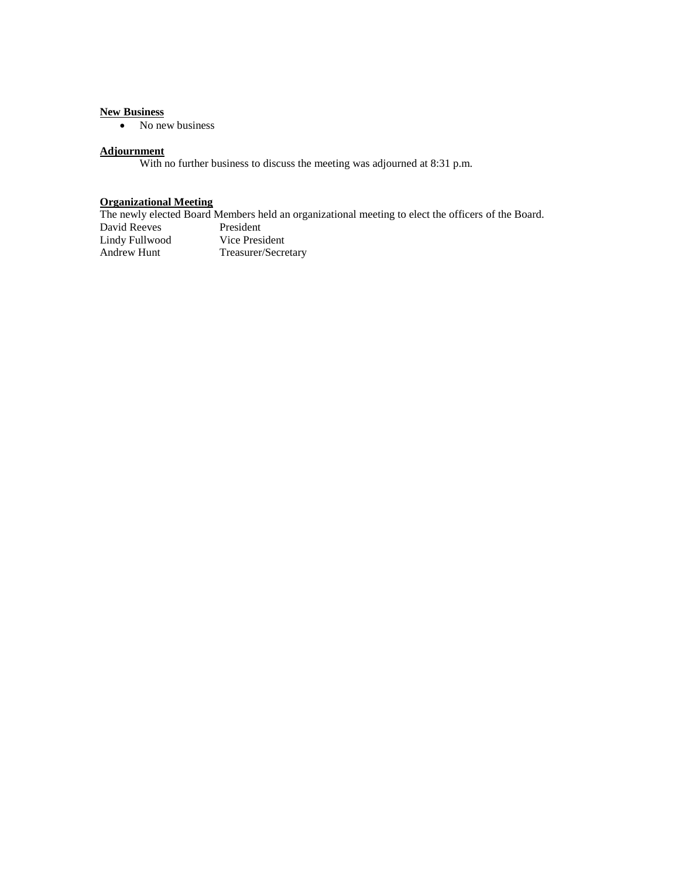**New Business**

- No new business

**Adjournment**

With no further business to discuss the meeting was adjourned at 8:31 p.m.

**Organizational Meeting**

The newly elected Board Members held an organizational meeting to elect the officers of the Board.

| | |
|---|---|
| David Reeves | President |
| Lindy Fullwood | Vice President |
| Andrew Hunt | Treasurer/Secretary |